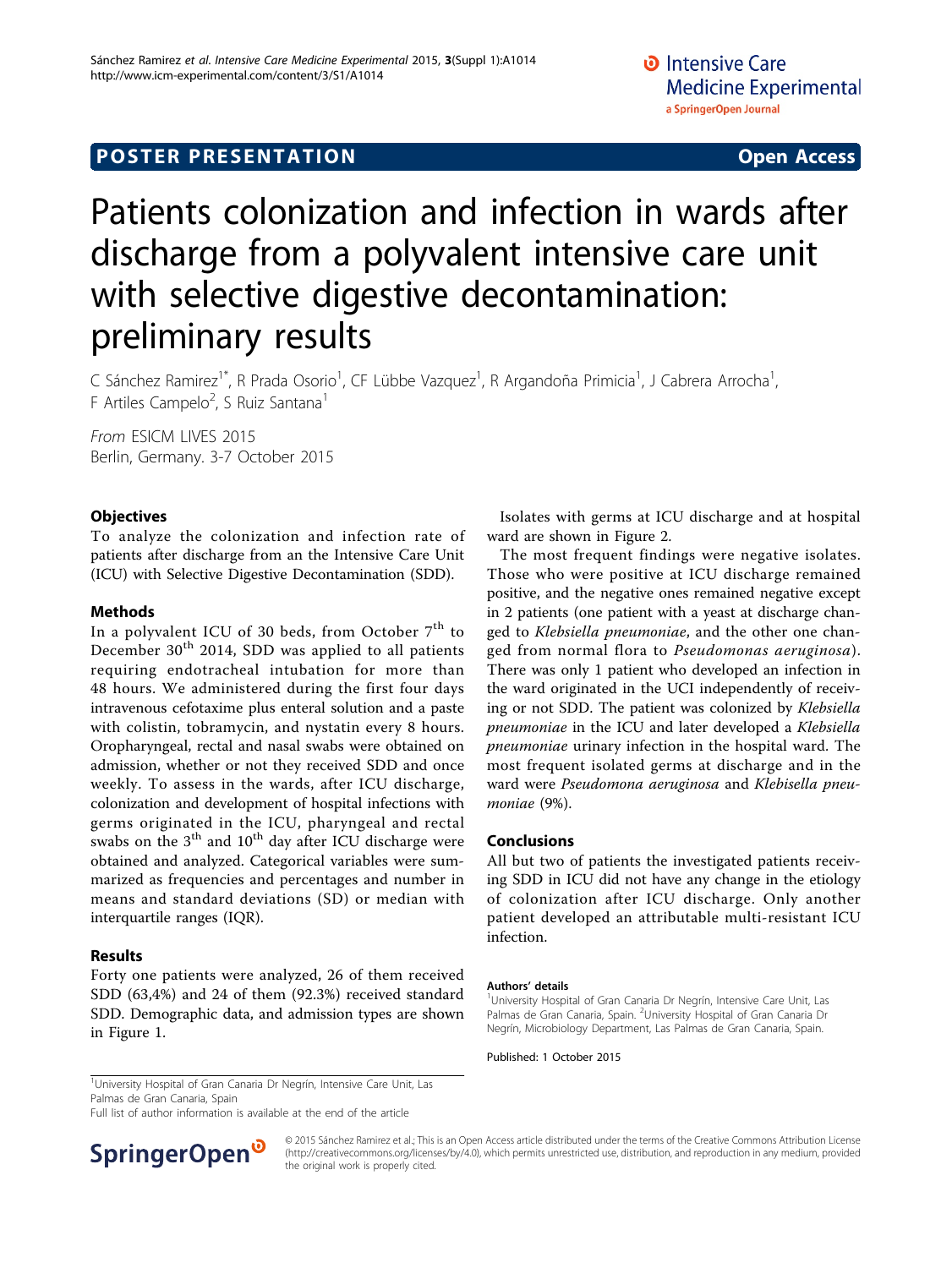POSTER PRESENTATION

Open Access

# Patients colonization and infection in wards after discharge from a polyvalent intensive care unit with selective digestive decontamination: preliminary results

C Sánchez Ramirez[1*], R Prada Osorio[1], CF Lübbe Vazquez[1], R Argandoña Primicia[1], J Cabrera Arrocha[1], F Artiles Campelo[2], S Ruiz Santana[1]

*From* ESICM LIVES 2015
Berlin, Germany. 3-7 October 2015

## Objectives

To analyze the colonization and infection rate of patients after discharge from an the Intensive Care Unit (ICU) with Selective Digestive Decontamination (SDD).

## Methods

In a polyvalent ICU of 30 beds, from October 7th to December 30th 2014, SDD was applied to all patients requiring endotracheal intubation for more than 48 hours. We administered during the first four days intravenous cefotaxime plus enteral solution and a paste with colistin, tobramycin, and nystatin every 8 hours. Oropharyngeal, rectal and nasal swabs were obtained on admission, whether or not they received SDD and once weekly. To assess in the wards, after ICU discharge, colonization and development of hospital infections with germs originated in the ICU, pharyngeal and rectal swabs on the 3th and 10th day after ICU discharge were obtained and analyzed. Categorical variables were summarized as frequencies and percentages and number in means and standard deviations (SD) or median with interquartile ranges (IQR).

## Results

Forty one patients were analyzed, 26 of them received SDD (63,4%) and 24 of them (92.3%) received standard SDD. Demographic data, and admission types are shown in Figure 1.

Isolates with germs at ICU discharge and at hospital ward are shown in Figure 2.

The most frequent findings were negative isolates. Those who were positive at ICU discharge remained positive, and the negative ones remained negative except in 2 patients (one patient with a yeast at discharge changed to *Klebsiella pneumoniae*, and the other one changed from normal flora to *Pseudomonas aeruginosa*). There was only 1 patient who developed an infection in the ward originated in the UCI independently of receiving or not SDD. The patient was colonized by *Klebsiella pneumoniae* in the ICU and later developed a *Klebsiella pneumoniae* urinary infection in the hospital ward. The most frequent isolated germs at discharge and in the ward were *Pseudomona aeruginosa* and *Klebisella pneumoniae* (9%).

## Conclusions

All but two of patients the investigated patients receiving SDD in ICU did not have any change in the etiology of colonization after ICU discharge. Only another patient developed an attributable multi-resistant ICU infection.

#### Authors' details

[1]University Hospital of Gran Canaria Dr Negrín, Intensive Care Unit, Las Palmas de Gran Canaria, Spain. [2]University Hospital of Gran Canaria Dr Negrín, Microbiology Department, Las Palmas de Gran Canaria, Spain.

Published: 1 October 2015

[1]University Hospital of Gran Canaria Dr Negrín, Intensive Care Unit, Las Palmas de Gran Canaria, Spain
Full list of author information is available at the end of the article

© 2015 Sánchez Ramirez et al.; This is an Open Access article distributed under the terms of the Creative Commons Attribution License (http://creativecommons.org/licenses/by/4.0), which permits unrestricted use, distribution, and reproduction in any medium, provided the original work is properly cited.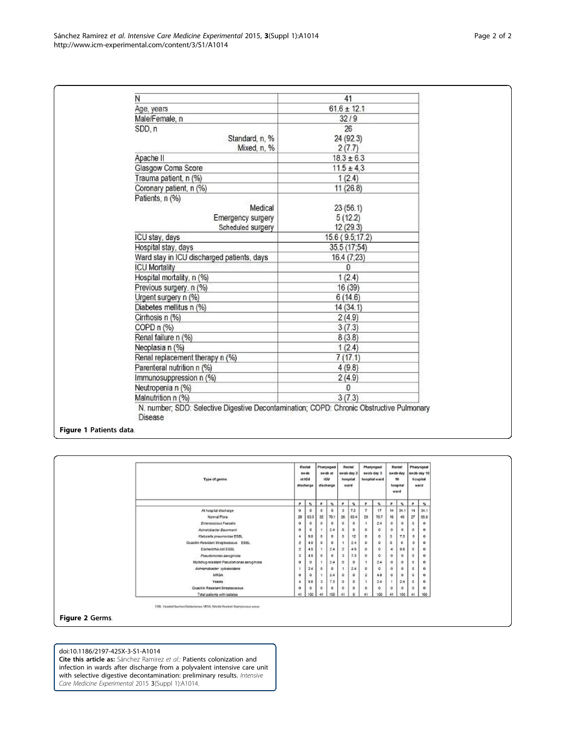| N | 41 |
| --- | --- |
| Age, years | 61.6 ± 12.1 |
| Male/Female, n | 32 / 9 |
| SDD, n | 26 |
| Standard, n, % | 24 (92.3) |
| Mixed, n, % | 2 (7.7) |
| Apache II | 18.3 ± 6.3 |
| Glasgow Coma Score | 11.5 ± 4,3 |
| Trauma patient, n (%) | 1 (2.4) |
| Coronary patient, n (%) | 11 (26.8) |
| Patients, n (%) | |
| Medical | 23 (56.1) |
| Emergency surgery | 5 (12.2) |
| Scheduled surgery | 12 (29.3) |
| ICU stay, days | 15.6 ( 9.5;17.2) |
| Hospital stay, days | 35.5 (17;54) |
| Ward stay in ICU discharged patients, days | 16.4 (7;23) |
| ICU Mortality | 0 |
| Hospital mortality, n (%) | 1 (2.4) |
| Previous surgery. n (%) | 16 (39) |
| Urgent surgery n (%) | 6 (14.6) |
| Diabetes mellitus n (%) | 14 (34.1) |
| Cirrhosis n (%) | 2 (4.9) |
| COPD n (%) | 3 (7.3) |
| Renal failure n (%) | 8 (3.8) |
| Neoplasia n (%) | 1 (2.4) |
| Renal replacement therapy n (%) | 7 (17.1) |
| Parenteral nutrition n (%) | 4 (9.8) |
| Immunosuppression n (%) | 2 (4.9) |
| Neutropenia n (%) | 0 |
| Malnutrition n (%) | 3 (7.3) |

N. number; SDD: Selective Digestive Decontamination; COPD: Chronic Obstructive Pulmonary Disease

**Figure 1** Patients data.

| Type of germs | Rectal swab at ICU discharge | | Pharyngeal swab at ICU discharge | | Rectal swab day 3 hospital ward | | Pharyngeal swab day 3 hospital ward | | Rectal swab day 10 hospital ward | | Pharyngeal swab day 10 hospital ward | |
| --- | --- | --- | --- | --- | --- | --- | --- | --- | --- | --- | --- | --- |
| | F | % | F | % | F | % | F | % | F | % | F | % |
| At hospital discharge | 0 | 0 | 0 | 0 | 3 | 7.3 | 7 | 17 | 14 | 34.1 | 14 | 34.1 |
| Normal Flora | 26 | 63.5 | 32 | 78.1 | 26 | 63.4 | 29 | 70.7 | 19 | 46 | 27 | 65.8 |
| *Enterococcus Faecalis* | 0 | 0 | 0 | 0 | 0 | 0 | 1 | 2.4 | 0 | 0 | 0 | 0 |
| *Acinetobacter Baumannii* | 0 | 0 | 1 | 2.4 | 0 | 0 | 0 | 0 | 0 | 0 | 0 | 0 |
| *Klebsiella pneumoniae* ESBL | 4 | 9.8 | 0 | 0 | 5 | 12 | 0 | 0 | 3 | 7.3 | 0 | 0 |
| Oxacilin Resistant Streptococcus ESBL | 2 | 4.9 | 0 | 0 | 1 | 2.4 | 0 | 0 | 0 | 0 | 0 | 0 |
| *Escherichia coli* ESBL | 2 | 4.9 | 1 | 2.4 | 2 | 4.9 | 0 | 0 | 4 | 9.8 | 0 | 0 |
| *Pseudomonas aeruginosa* | 2 | 4.9 | 0 | 0 | 3 | 7.3 | 0 | 0 | 0 | 0 | 0 | 0 |
| Multidrug resistant Pseudomonas aeruginosa | 0 | 0 | 1 | 2.4 | 0 | 0 | 1 | 2.4 | 0 | 0 | 0 | 0 |
| *Achromobacter xylosoxidans* | 1 | 2.4 | 0 | 0 | 1 | 2.4 | 0 | 0 | 0 | 0 | 0 | 0 |
| MRSA | 0 | 0 | 1 | 2.4 | 0 | 0 | 2 | 4.9 | 0 | 0 | 0 | 0 |
| Yeasts | 4 | 9.8 | 3 | 7.3 | 0 | 0 | 1 | 2.4 | 1 | 2.4 | 0 | 0 |
| Oxacilin Resistant Streptococcus | 0 | 0 | 0 | 0 | 0 | 0 | 0 | 0 | 0 | 0 | 0 | 0 |
| Total patients with isolates | 41 | 100 | 41 | 100 | 41 | 0 | 41 | 100 | 41 | 100 | 41 | 100 |

ESBL: Extended Spectrum Betalactamase; MRSA: Meticilin Resistant Staphylococcus aureus

**Figure 2** Germs.

doi:10.1186/2197-425X-3-S1-A1014
**Cite this article as:** Sánchez Ramirez *et al.*: Patients colonization and infection in wards after discharge from a polyvalent intensive care unit with selective digestive decontamination: preliminary results. *Intensive Care Medicine Experimental* 2015 **3**(Suppl 1):A1014.